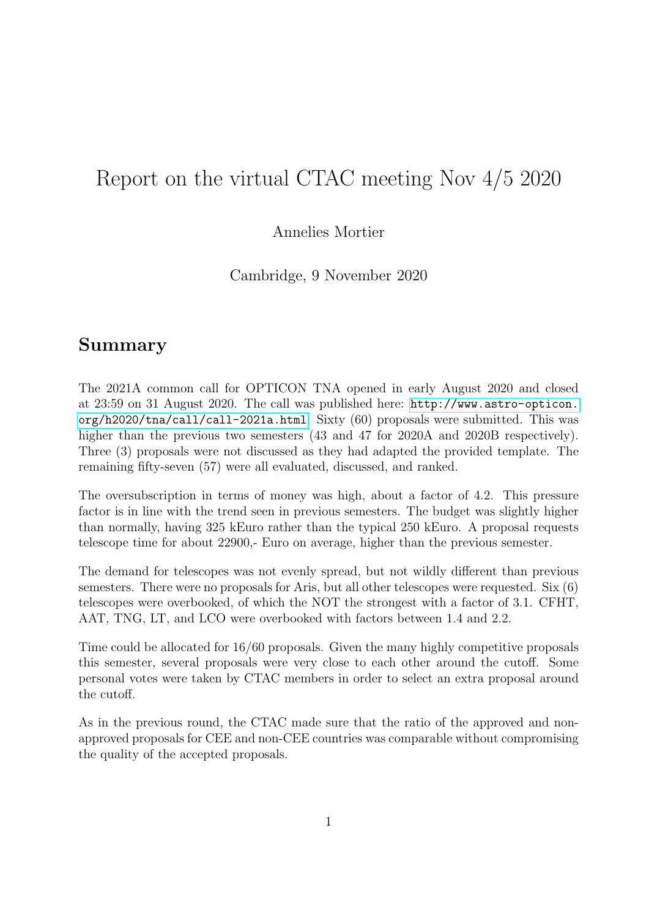# Report on the virtual CTAC meeting Nov 4/5 2020

Annelies Mortier

Cambridge, 9 November 2020

## Summary

The 2021A common call for OPTICON TNA opened in early August 2020 and closed at 23:59 on 31 August 2020. The call was published here: http://www.astro-opticon.org/h2020/tna/call/call-2021a.html. Sixty (60) proposals were submitted. This was higher than the previous two semesters (43 and 47 for 2020A and 2020B respectively). Three (3) proposals were not discussed as they had adapted the provided template. The remaining fifty-seven (57) were all evaluated, discussed, and ranked.

The oversubscription in terms of money was high, about a factor of 4.2. This pressure factor is in line with the trend seen in previous semesters. The budget was slightly higher than normally, having 325 kEuro rather than the typical 250 kEuro. A proposal requests telescope time for about 22900,- Euro on average, higher than the previous semester.

The demand for telescopes was not evenly spread, but not wildly different than previous semesters. There were no proposals for Aris, but all other telescopes were requested. Six (6) telescopes were overbooked, of which the NOT the strongest with a factor of 3.1. CFHT, AAT, TNG, LT, and LCO were overbooked with factors between 1.4 and 2.2.

Time could be allocated for 16/60 proposals. Given the many highly competitive proposals this semester, several proposals were very close to each other around the cutoff. Some personal votes were taken by CTAC members in order to select an extra proposal around the cutoff.

As in the previous round, the CTAC made sure that the ratio of the approved and non-approved proposals for CEE and non-CEE countries was comparable without compromising the quality of the accepted proposals.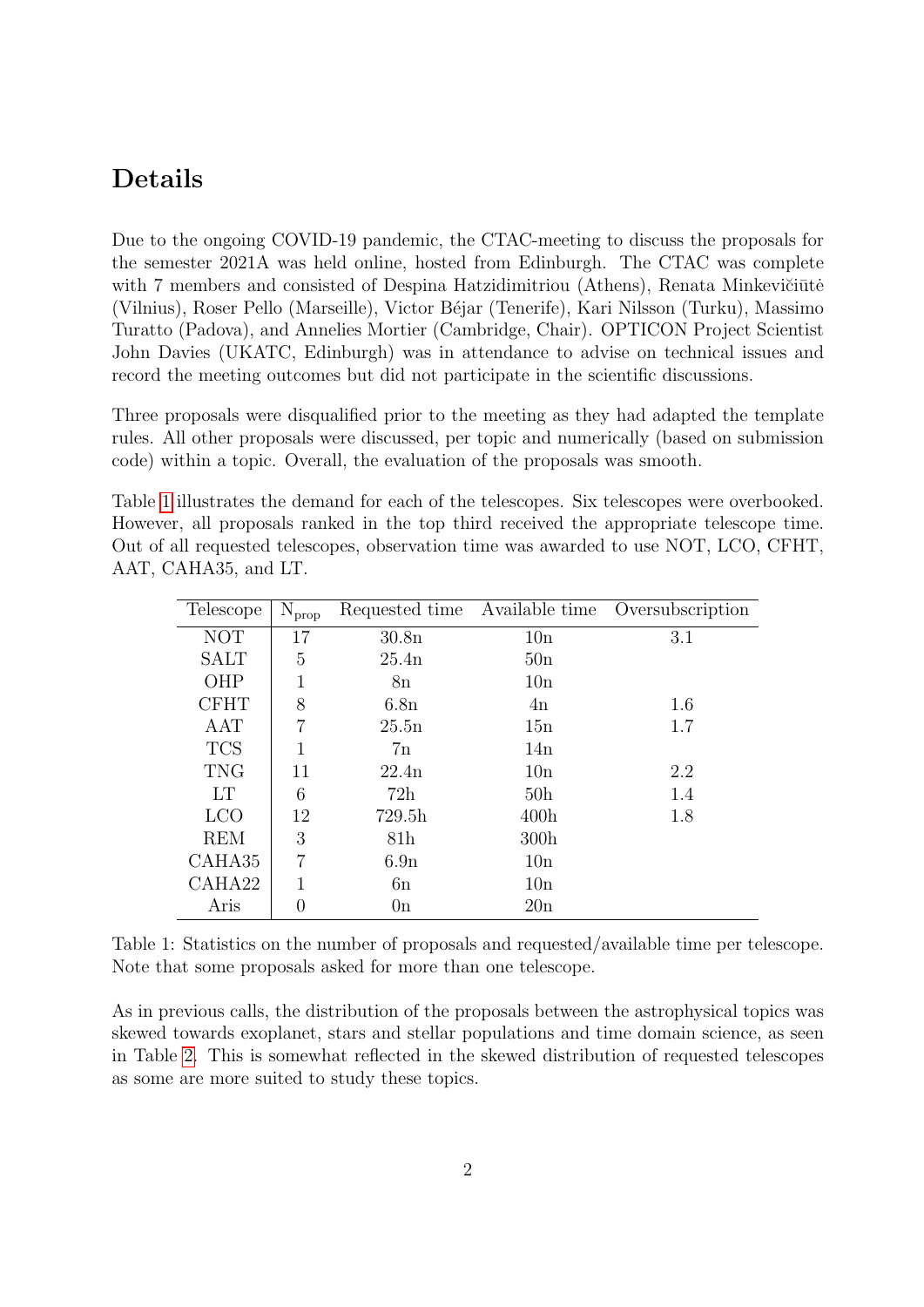## Details

Due to the ongoing COVID-19 pandemic, the CTAC-meeting to discuss the proposals for the semester 2021A was held online, hosted from Edinburgh. The CTAC was complete with 7 members and consisted of Despina Hatzidimitriou (Athens), Renata Minkevičiūtė (Vilnius), Roser Pello (Marseille), Victor Béjar (Tenerife), Kari Nilsson (Turku), Massimo Turatto (Padova), and Annelies Mortier (Cambridge, Chair). OPTICON Project Scientist John Davies (UKATC, Edinburgh) was in attendance to advise on technical issues and record the meeting outcomes but did not participate in the scientific discussions.

Three proposals were disqualified prior to the meeting as they had adapted the template rules. All other proposals were discussed, per topic and numerically (based on submission code) within a topic. Overall, the evaluation of the proposals was smooth.

Table 1 illustrates the demand for each of the telescopes. Six telescopes were overbooked. However, all proposals ranked in the top third received the appropriate telescope time. Out of all requested telescopes, observation time was awarded to use NOT, LCO, CFHT, AAT, CAHA35, and LT.

| Telescope | $N_{prop}$ | Requested time | Available time | Oversubscription |
|---|---|---|---|---|
| NOT | 17 | 30.8n | 10n | 3.1 |
| SALT | 5 | 25.4n | 50n | |
| OHP | 1 | 8n | 10n | |
| CFHT | 8 | 6.8n | 4n | 1.6 |
| AAT | 7 | 25.5n | 15n | 1.7 |
| TCS | 1 | 7n | 14n | |
| TNG | 11 | 22.4n | 10n | 2.2 |
| LT | 6 | 72h | 50h | 1.4 |
| LCO | 12 | 729.5h | 400h | 1.8 |
| REM | 3 | 81h | 300h | |
| CAHA35 | 7 | 6.9n | 10n | |
| CAHA22 | 1 | 6n | 10n | |
| Aris | 0 | 0n | 20n | |

Table 1: Statistics on the number of proposals and requested/available time per telescope. Note that some proposals asked for more than one telescope.

As in previous calls, the distribution of the proposals between the astrophysical topics was skewed towards exoplanet, stars and stellar populations and time domain science, as seen in Table 2. This is somewhat reflected in the skewed distribution of requested telescopes as some are more suited to study these topics.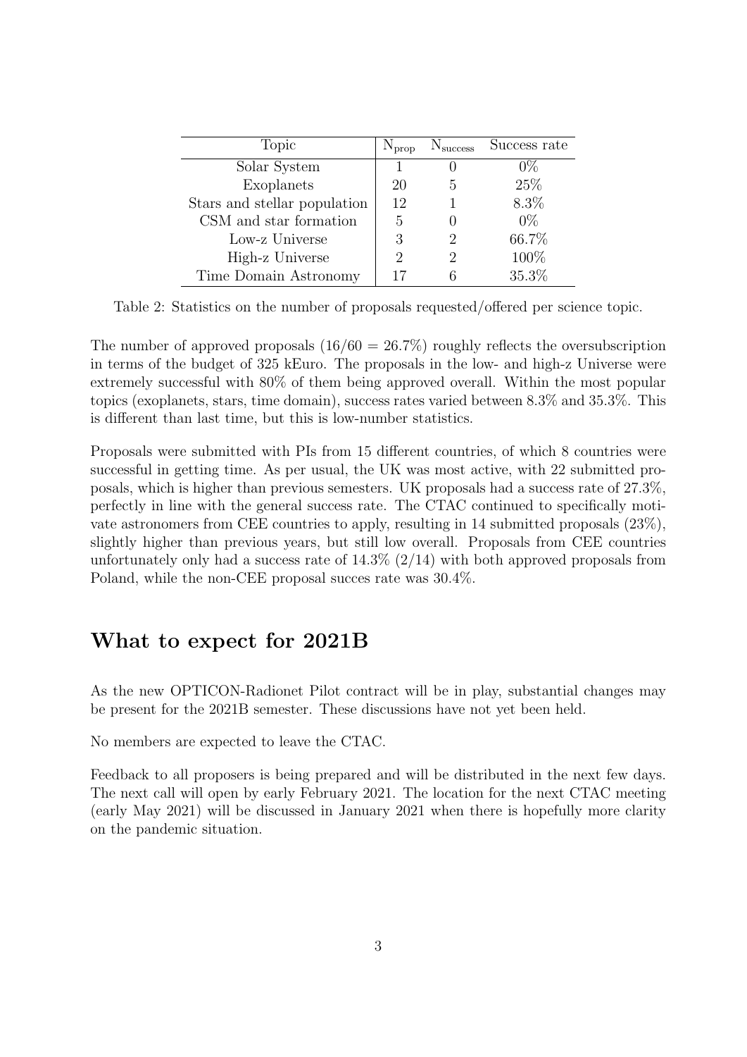| Topic | $N_{prop}$ | $N_{success}$ | Success rate |
|---|---|---|---|
| Solar System | 1 | 0 | 0% |
| Exoplanets | 20 | 5 | 25% |
| Stars and stellar population | 12 | 1 | 8.3% |
| CSM and star formation | 5 | 0 | 0% |
| Low-z Universe | 3 | 2 | 66.7% |
| High-z Universe | 2 | 2 | 100% |
| Time Domain Astronomy | 17 | 6 | 35.3% |

Table 2: Statistics on the number of proposals requested/offered per science topic.

The number of approved proposals (16/60 = 26.7%) roughly reflects the oversubscription in terms of the budget of 325 kEuro. The proposals in the low- and high-z Universe were extremely successful with 80% of them being approved overall. Within the most popular topics (exoplanets, stars, time domain), success rates varied between 8.3% and 35.3%. This is different than last time, but this is low-number statistics.

Proposals were submitted with PIs from 15 different countries, of which 8 countries were successful in getting time. As per usual, the UK was most active, with 22 submitted proposals, which is higher than previous semesters. UK proposals had a success rate of 27.3%, perfectly in line with the general success rate. The CTAC continued to specifically motivate astronomers from CEE countries to apply, resulting in 14 submitted proposals (23%), slightly higher than previous years, but still low overall. Proposals from CEE countries unfortunately only had a success rate of 14.3% (2/14) with both approved proposals from Poland, while the non-CEE proposal succes rate was 30.4%.

## What to expect for 2021B

As the new OPTICON-Radionet Pilot contract will be in play, substantial changes may be present for the 2021B semester. These discussions have not yet been held.

No members are expected to leave the CTAC.

Feedback to all proposers is being prepared and will be distributed in the next few days. The next call will open by early February 2021. The location for the next CTAC meeting (early May 2021) will be discussed in January 2021 when there is hopefully more clarity on the pandemic situation.